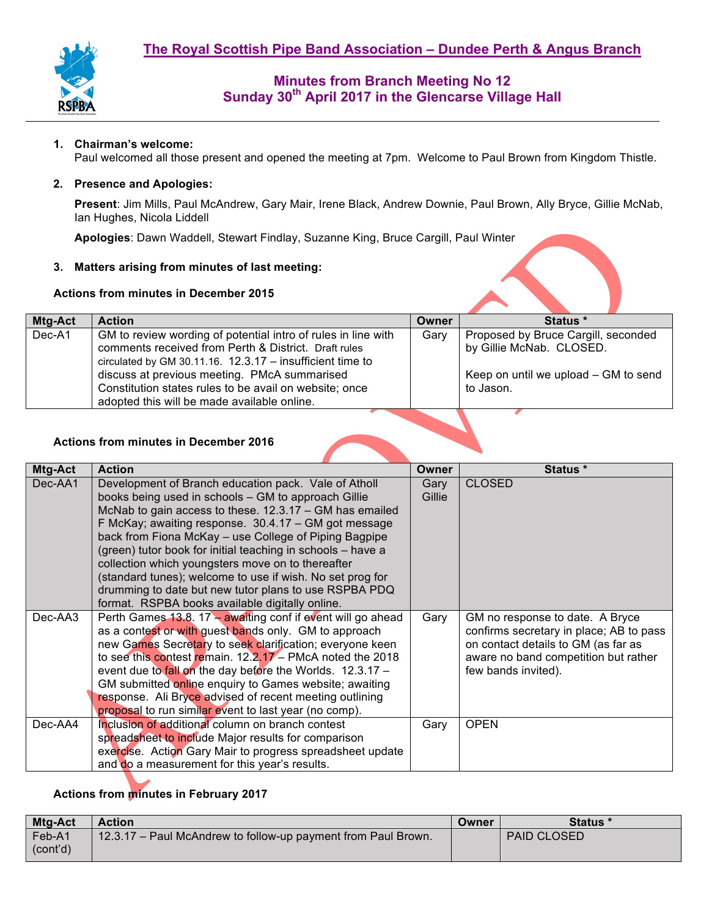# The Royal Scottish Pipe Band Association – Dundee Perth & Angus Branch

## Minutes from Branch Meeting No 12
## Sunday 30th April 2017 in the Glencarse Village Hall

1. **Chairman's welcome:**
   Paul welcomed all those present and opened the meeting at 7pm. Welcome to Paul Brown from Kingdom Thistle.

2. **Presence and Apologies:**

   **Present**: Jim Mills, Paul McAndrew, Gary Mair, Irene Black, Andrew Downie, Paul Brown, Ally Bryce, Gillie McNab, Ian Hughes, Nicola Liddell

   **Apologies**: Dawn Waddell, Stewart Findlay, Suzanne King, Bruce Cargill, Paul Winter

3. **Matters arising from minutes of last meeting:**

**Actions from minutes in December 2015**

| Mtg-Act | Action | Owner | Status * |
|---|---|---|---|
| Dec-A1 | GM to review wording of potential intro of rules in line with comments received from Perth & District. Draft rules circulated by GM 30.11.16. 12.3.17 – insufficient time to discuss at previous meeting. PMcA summarised Constitution states rules to be avail on website; once adopted this will be made available online. | Gary | Proposed by Bruce Cargill, seconded by Gillie McNab. CLOSED.<br><br>Keep on until we upload – GM to send to Jason. |

**Actions from minutes in December 2016**

| Mtg-Act | Action | Owner | Status * |
|---|---|---|---|
| Dec-AA1 | Development of Branch education pack. Vale of Atholl books being used in schools – GM to approach Gillie McNab to gain access to these. 12.3.17 – GM has emailed F McKay; awaiting response. 30.4.17 – GM got message back from Fiona McKay – use College of Piping Bagpipe (green) tutor book for initial teaching in schools – have a collection which youngsters move on to thereafter (standard tunes); welcome to use if wish. No set prog for drumming to date but new tutor plans to use RSPBA PDQ format. RSPBA books available digitally online. | Gary Gillie | CLOSED |
| Dec-AA3 | Perth Games 13.8. 17 – awaiting conf if event will go ahead as a contest or with guest bands only. GM to approach new Games Secretary to seek clarification; everyone keen to see this contest remain. 12.2.17 – PMcA noted the 2018 event due to fall on the day before the Worlds. 12.3.17 – GM submitted online enquiry to Games website; awaiting response. Ali Bryce advised of recent meeting outlining proposal to run similar event to last year (no comp). | Gary | GM no response to date. A Bryce confirms secretary in place; AB to pass on contact details to GM (as far as aware no band competition but rather few bands invited). |
| Dec-AA4 | Inclusion of additional column on branch contest spreadsheet to include Major results for comparison exercise. Action Gary Mair to progress spreadsheet update and do a measurement for this year's results. | Gary | OPEN |

**Actions from minutes in February 2017**

| Mtg-Act | Action | Owner | Status * |
|---|---|---|---|
| Feb-A1 (cont'd) | 12.3.17 – Paul McAndrew to follow-up payment from Paul Brown. | | PAID CLOSED |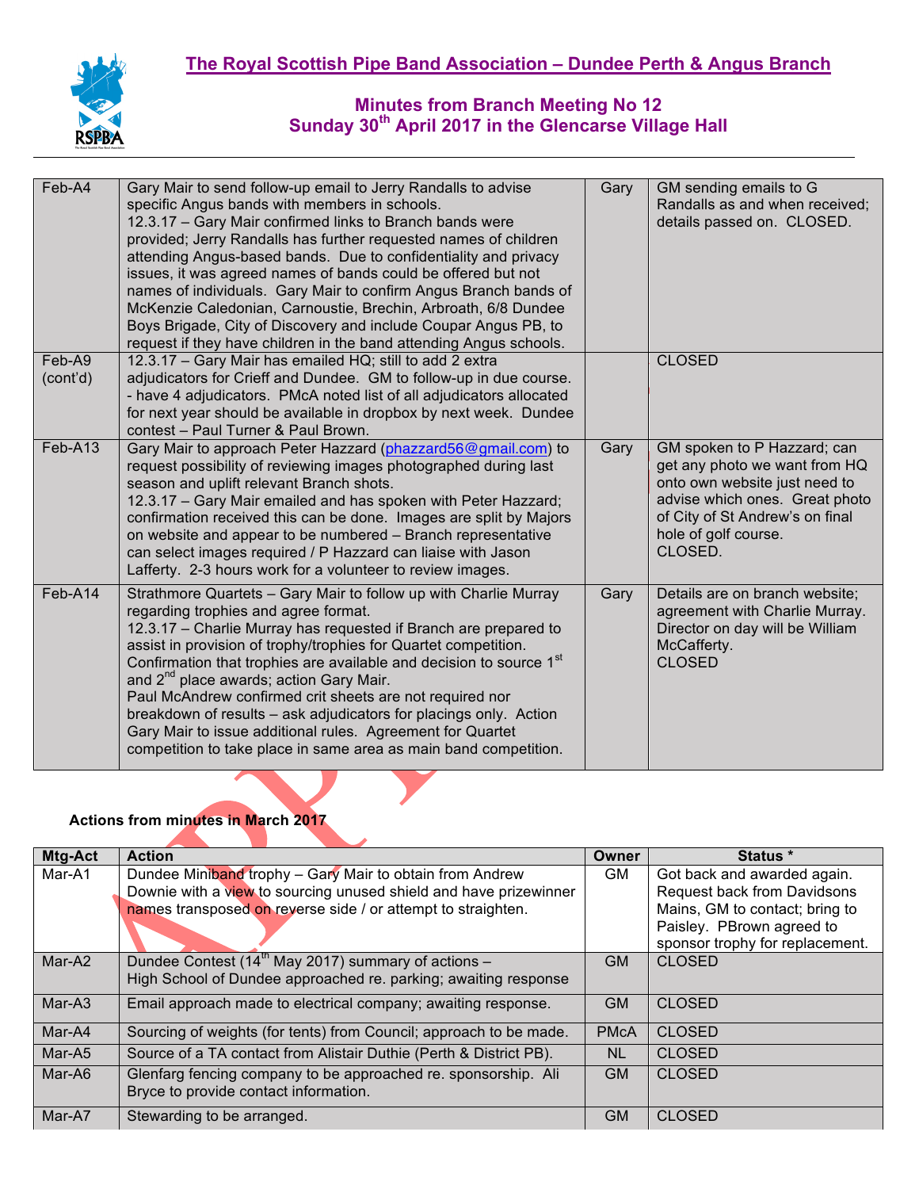## The Royal Scottish Pipe Band Association – Dundee Perth & Angus Branch

### Minutes from Branch Meeting No 12
### Sunday 30th April 2017 in the Glencarse Village Hall

| | | | |
|---|---|---|---|
| Feb-A4 | Gary Mair to send follow-up email to Jerry Randalls to advise specific Angus bands with members in schools.<br>12.3.17 – Gary Mair confirmed links to Branch bands were provided; Jerry Randalls has further requested names of children attending Angus-based bands. Due to confidentiality and privacy issues, it was agreed names of bands could be offered but not names of individuals. Gary Mair to confirm Angus Branch bands of McKenzie Caledonian, Carnoustie, Brechin, Arbroath, 6/8 Dundee Boys Brigade, City of Discovery and include Coupar Angus PB, to request if they have children in the band attending Angus schools. | Gary | GM sending emails to G Randalls as and when received; details passed on. CLOSED. |
| Feb-A9 (cont'd) | 12.3.17 – Gary Mair has emailed HQ; still to add 2 extra adjudicators for Crieff and Dundee. GM to follow-up in due course.<br>- have 4 adjudicators. PMcA noted list of all adjudicators allocated for next year should be available in dropbox by next week. Dundee contest – Paul Turner & Paul Brown. | | CLOSED |
| Feb-A13 | Gary Mair to approach Peter Hazzard (phazzard56@gmail.com) to request possibility of reviewing images photographed during last season and uplift relevant Branch shots.<br>12.3.17 – Gary Mair emailed and has spoken with Peter Hazzard; confirmation received this can be done. Images are split by Majors on website and appear to be numbered – Branch representative can select images required / P Hazzard can liaise with Jason Lafferty. 2-3 hours work for a volunteer to review images. | Gary | GM spoken to P Hazzard; can get any photo we want from HQ onto own website just need to advise which ones. Great photo of City of St Andrew's on final hole of golf course.<br>CLOSED. |
| Feb-A14 | Strathmore Quartets – Gary Mair to follow up with Charlie Murray regarding trophies and agree format.<br>12.3.17 – Charlie Murray has requested if Branch are prepared to assist in provision of trophy/trophies for Quartet competition. Confirmation that trophies are available and decision to source 1st and 2nd place awards; action Gary Mair.<br>Paul McAndrew confirmed crit sheets are not required nor breakdown of results – ask adjudicators for placings only. Action Gary Mair to issue additional rules. Agreement for Quartet competition to take place in same area as main band competition. | Gary | Details are on branch website; agreement with Charlie Murray. Director on day will be William McCafferty.<br>CLOSED |

**Actions from minutes in March 2017**

| Mtg-Act | Action | Owner | Status * |
|---|---|---|---|
| Mar-A1 | Dundee Miniband trophy – Gary Mair to obtain from Andrew Downie with a view to sourcing unused shield and have prizewinner names transposed on reverse side / or attempt to straighten. | GM | Got back and awarded again. Request back from Davidsons Mains, GM to contact; bring to Paisley. PBrown agreed to sponsor trophy for replacement. |
| Mar-A2 | Dundee Contest (14th May 2017) summary of actions –<br>High School of Dundee approached re. parking; awaiting response | GM | CLOSED |
| Mar-A3 | Email approach made to electrical company; awaiting response. | GM | CLOSED |
| Mar-A4 | Sourcing of weights (for tents) from Council; approach to be made. | PMcA | CLOSED |
| Mar-A5 | Source of a TA contact from Alistair Duthie (Perth & District PB). | NL | CLOSED |
| Mar-A6 | Glenfarg fencing company to be approached re. sponsorship. Ali Bryce to provide contact information. | GM | CLOSED |
| Mar-A7 | Stewarding to be arranged. | GM | CLOSED |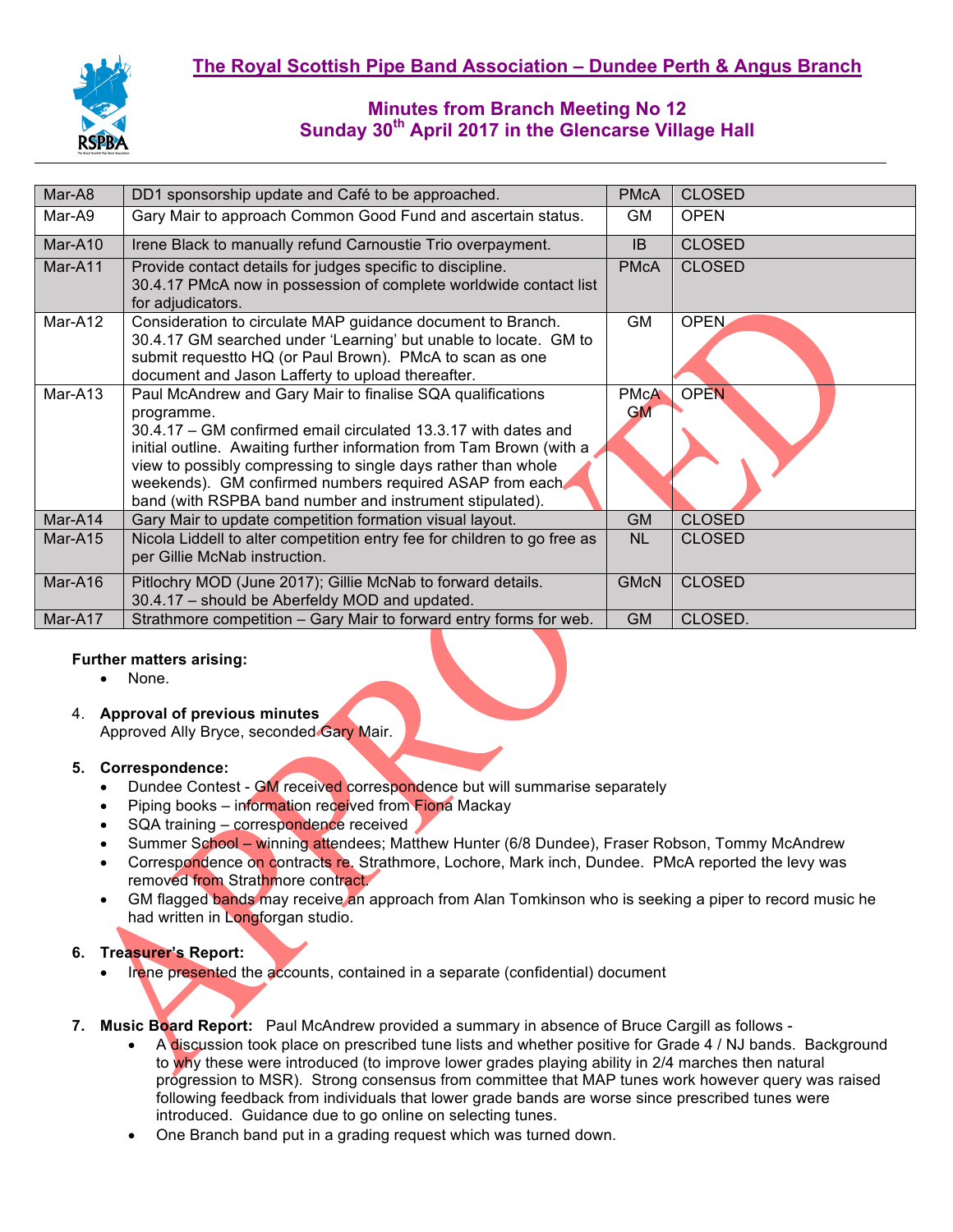# The Royal Scottish Pipe Band Association – Dundee Perth & Angus Branch

## Minutes from Branch Meeting No 12
## Sunday 30th April 2017 in the Glencarse Village Hall

| | | | |
|---|---|---|---|
| Mar-A8 | DD1 sponsorship update and Café to be approached. | PMcA | CLOSED |
| Mar-A9 | Gary Mair to approach Common Good Fund and ascertain status. | GM | OPEN |
| Mar-A10 | Irene Black to manually refund Carnoustie Trio overpayment. | IB | CLOSED |
| Mar-A11 | Provide contact details for judges specific to discipline. 30.4.17 PMcA now in possession of complete worldwide contact list for adjudicators. | PMcA | CLOSED |
| Mar-A12 | Consideration to circulate MAP guidance document to Branch. 30.4.17 GM searched under 'Learning' but unable to locate. GM to submit requestto HQ (or Paul Brown). PMcA to scan as one document and Jason Lafferty to upload thereafter. | GM | OPEN |
| Mar-A13 | Paul McAndrew and Gary Mair to finalise SQA qualifications programme. 30.4.17 – GM confirmed email circulated 13.3.17 with dates and initial outline. Awaiting further information from Tam Brown (with a view to possibly compressing to single days rather than whole weekends). GM confirmed numbers required ASAP from each band (with RSPBA band number and instrument stipulated). | PMcA GM | OPEN |
| Mar-A14 | Gary Mair to update competition formation visual layout. | GM | CLOSED |
| Mar-A15 | Nicola Liddell to alter competition entry fee for children to go free as per Gillie McNab instruction. | NL | CLOSED |
| Mar-A16 | Pitlochry MOD (June 2017); Gillie McNab to forward details. 30.4.17 – should be Aberfeldy MOD and updated. | GMcN | CLOSED |
| Mar-A17 | Strathmore competition – Gary Mair to forward entry forms for web. | GM | CLOSED. |

**Further matters arising:**

- None.

4. **Approval of previous minutes**
   Approved Ally Bryce, seconded Gary Mair.

5. **Correspondence:**
   - Dundee Contest - GM received correspondence but will summarise separately
   - Piping books – information received from Fiona Mackay
   - SQA training – correspondence received
   - Summer School – winning attendees; Matthew Hunter (6/8 Dundee), Fraser Robson, Tommy McAndrew
   - Correspondence on contracts re. Strathmore, Lochore, Mark inch, Dundee. PMcA reported the levy was removed from Strathmore contract.
   - GM flagged bands may receive an approach from Alan Tomkinson who is seeking a piper to record music he had written in Longforgan studio.

6. **Treasurer's Report:**
   - Irene presented the accounts, contained in a separate (confidential) document

7. **Music Board Report:** Paul McAndrew provided a summary in absence of Bruce Cargill as follows -
   - A discussion took place on prescribed tune lists and whether positive for Grade 4 / NJ bands. Background to why these were introduced (to improve lower grades playing ability in 2/4 marches then natural progression to MSR). Strong consensus from committee that MAP tunes work however query was raised following feedback from individuals that lower grade bands are worse since prescribed tunes were introduced. Guidance due to go online on selecting tunes.
   - One Branch band put in a grading request which was turned down.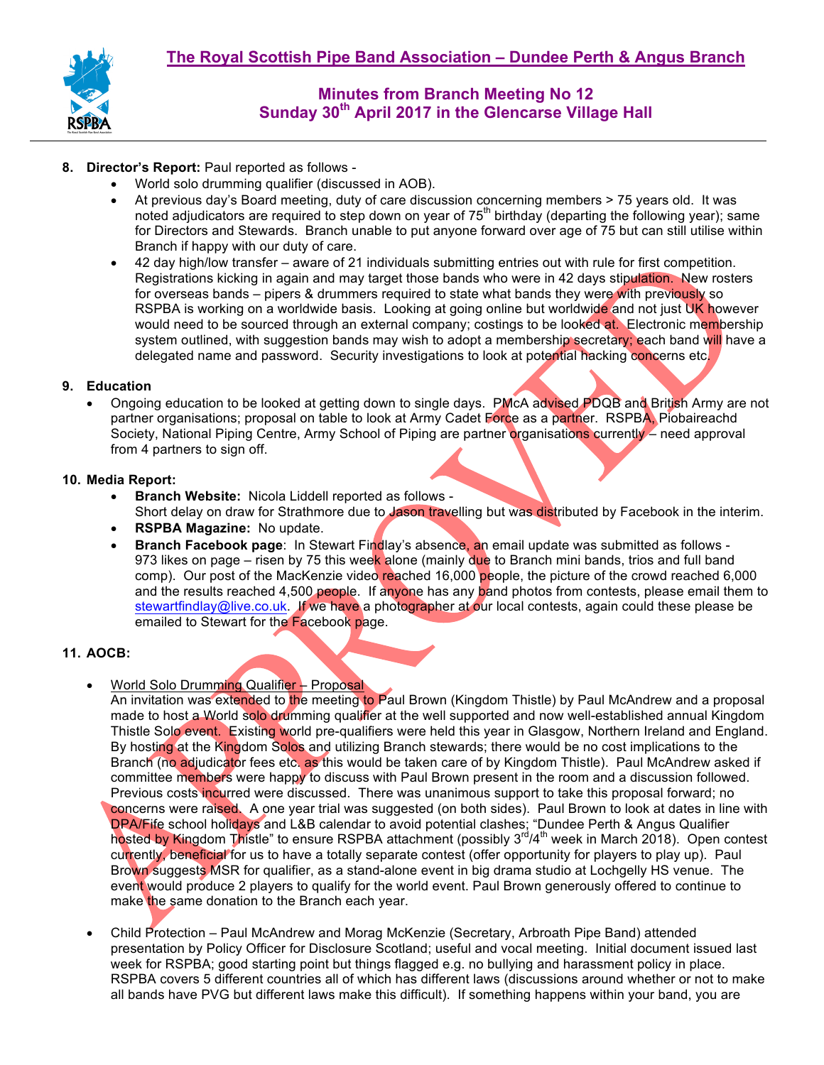# The Royal Scottish Pipe Band Association – Dundee Perth & Angus Branch

## Minutes from Branch Meeting No 12
## Sunday 30th April 2017 in the Glencarse Village Hall

8. **Director's Report:** Paul reported as follows -
   - World solo drumming qualifier (discussed in AOB).
   - At previous day's Board meeting, duty of care discussion concerning members > 75 years old. It was noted adjudicators are required to step down on year of 75th birthday (departing the following year); same for Directors and Stewards. Branch unable to put anyone forward over age of 75 but can still utilise within Branch if happy with our duty of care.
   - 42 day high/low transfer – aware of 21 individuals submitting entries out with rule for first competition. Registrations kicking in again and may target those bands who were in 42 days stipulation. New rosters for overseas bands – pipers & drummers required to state what bands they were with previously so RSPBA is working on a worldwide basis. Looking at going online but worldwide and not just UK however would need to be sourced through an external company; costings to be looked at. Electronic membership system outlined, with suggestion bands may wish to adopt a membership secretary; each band will have a delegated name and password. Security investigations to look at potential hacking concerns etc.

9. **Education**
   - Ongoing education to be looked at getting down to single days. PMcA advised PDQB and British Army are not partner organisations; proposal on table to look at Army Cadet Force as a partner. RSPBA, Piobaireachd Society, National Piping Centre, Army School of Piping are partner organisations currently – need approval from 4 partners to sign off.

10. **Media Report:**
    - **Branch Website:** Nicola Liddell reported as follows - Short delay on draw for Strathmore due to Jason travelling but was distributed by Facebook in the interim.
    - **RSPBA Magazine:** No update.
    - **Branch Facebook page**: In Stewart Findlay's absence, an email update was submitted as follows - 973 likes on page – risen by 75 this week alone (mainly due to Branch mini bands, trios and full band comp). Our post of the MacKenzie video reached 16,000 people, the picture of the crowd reached 6,000 and the results reached 4,500 people. If anyone has any band photos from contests, please email them to stewartfindlay@live.co.uk. If we have a photographer at our local contests, again could these please be emailed to Stewart for the Facebook page.

11. **AOCB:**
    - World Solo Drumming Qualifier – Proposal
      An invitation was extended to the meeting to Paul Brown (Kingdom Thistle) by Paul McAndrew and a proposal made to host a World solo drumming qualifier at the well supported and now well-established annual Kingdom Thistle Solo event. Existing world pre-qualifiers were held this year in Glasgow, Northern Ireland and England. By hosting at the Kingdom Solos and utilizing Branch stewards; there would be no cost implications to the Branch (no adjudicator fees etc. as this would be taken care of by Kingdom Thistle). Paul McAndrew asked if committee members were happy to discuss with Paul Brown present in the room and a discussion followed. Previous costs incurred were discussed. There was unanimous support to take this proposal forward; no concerns were raised. A one year trial was suggested (on both sides). Paul Brown to look at dates in line with DPA/Fife school holidays and L&B calendar to avoid potential clashes; "Dundee Perth & Angus Qualifier hosted by Kingdom Thistle" to ensure RSPBA attachment (possibly 3rd/4th week in March 2018). Open contest currently, beneficial for us to have a totally separate contest (offer opportunity for players to play up). Paul Brown suggests MSR for qualifier, as a stand-alone event in big drama studio at Lochgelly HS venue. The event would produce 2 players to qualify for the world event. Paul Brown generously offered to continue to make the same donation to the Branch each year.
    - Child Protection – Paul McAndrew and Morag McKenzie (Secretary, Arbroath Pipe Band) attended presentation by Policy Officer for Disclosure Scotland; useful and vocal meeting. Initial document issued last week for RSPBA; good starting point but things flagged e.g. no bullying and harassment policy in place. RSPBA covers 5 different countries all of which has different laws (discussions around whether or not to make all bands have PVG but different laws make this difficult). If something happens within your band, you are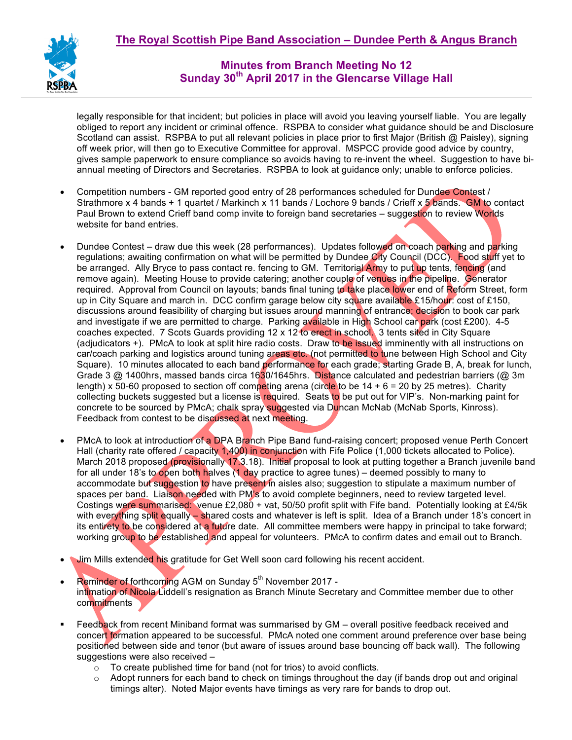legally responsible for that incident; but policies in place will avoid you leaving yourself liable. You are legally obliged to report any incident or criminal offence. RSPBA to consider what guidance should be and Disclosure Scotland can assist. RSPBA to put all relevant policies in place prior to first Major (British @ Paisley), signing off week prior, will then go to Executive Committee for approval. MSPCC provide good advice by country, gives sample paperwork to ensure compliance so avoids having to re-invent the wheel. Suggestion to have bi-annual meeting of Directors and Secretaries. RSPBA to look at guidance only; unable to enforce policies.

- Competition numbers - GM reported good entry of 28 performances scheduled for Dundee Contest / Strathmore x 4 bands + 1 quartet / Markinch x 11 bands / Lochore 9 bands / Crieff x 5 bands. GM to contact Paul Brown to extend Crieff band comp invite to foreign band secretaries – suggestion to review Worlds website for band entries.

- Dundee Contest – draw due this week (28 performances). Updates followed on coach parking and parking regulations; awaiting confirmation on what will be permitted by Dundee City Council (DCC). Food stuff yet to be arranged. Ally Bryce to pass contact re. fencing to GM. Territorial Army to put up tents, fencing (and remove again). Meeting House to provide catering; another couple of venues in the pipeline. Generator required. Approval from Council on layouts; bands final tuning to take place lower end of Reform Street, form up in City Square and march in. DCC confirm garage below city square available £15/hour: cost of £150, discussions around feasibility of charging but issues around manning of entrance; decision to book car park and investigate if we are permitted to charge. Parking available in High School car park (cost £200). 4-5 coaches expected. 7 Scots Guards providing 12 x 12 to erect in school. 3 tents sited in City Square (adjudicators +). PMcA to look at split hire radio costs. Draw to be issued imminently with all instructions on car/coach parking and logistics around tuning areas etc. (not permitted to tune between High School and City Square). 10 minutes allocated to each band performance for each grade; starting Grade B, A, break for lunch, Grade 3 @ 1400hrs, massed bands circa 1630/1645hrs. Distance calculated and pedestrian barriers (@ 3m length) x 50-60 proposed to section off competing arena (circle to be 14 + 6 = 20 by 25 metres). Charity collecting buckets suggested but a license is required. Seats to be put out for VIP's. Non-marking paint for concrete to be sourced by PMcA; chalk spray suggested via Duncan McNab (McNab Sports, Kinross). Feedback from contest to be discussed at next meeting.

- PMcA to look at introduction of a DPA Branch Pipe Band fund-raising concert; proposed venue Perth Concert Hall (charity rate offered / capacity 1,400) in conjunction with Fife Police (1,000 tickets allocated to Police). March 2018 proposed (provisionally 17.3.18). Initial proposal to look at putting together a Branch juvenile band for all under 18's to open both halves (1 day practice to agree tunes) – deemed possibly to many to accommodate but suggestion to have present in aisles also; suggestion to stipulate a maximum number of spaces per band. Liaison needed with PM's to avoid complete beginners, need to review targeted level. Costings were summarised: venue £2,080 + vat, 50/50 profit split with Fife band. Potentially looking at £4/5k with everything split equally – shared costs and whatever is left is split. Idea of a Branch under 18's concert in its entirety to be considered at a future date. All committee members were happy in principal to take forward; working group to be established and appeal for volunteers. PMcA to confirm dates and email out to Branch.

- Jim Mills extended his gratitude for Get Well soon card following his recent accident.

- Reminder of forthcoming AGM on Sunday 5th November 2017 -
  intimation of Nicola Liddell's resignation as Branch Minute Secretary and Committee member due to other commitments

- Feedback from recent Miniband format was summarised by GM – overall positive feedback received and concert formation appeared to be successful. PMcA noted one comment around preference over base being positioned between side and tenor (but aware of issues around base bouncing off back wall). The following suggestions were also received –
  - To create published time for band (not for trios) to avoid conflicts.
  - Adopt runners for each band to check on timings throughout the day (if bands drop out and original timings alter). Noted Major events have timings as very rare for bands to drop out.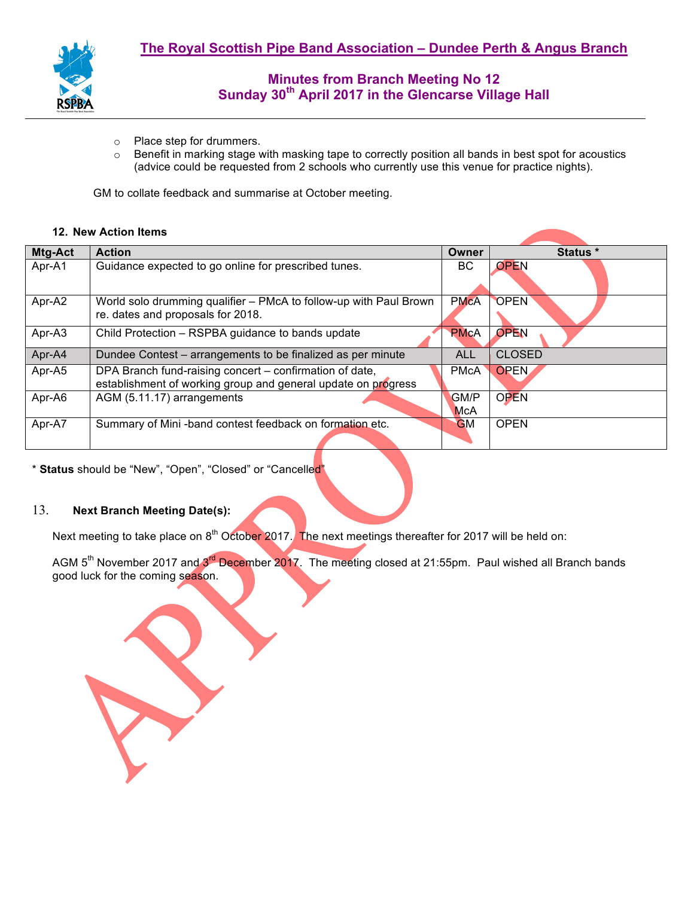- Place step for drummers.
- Benefit in marking stage with masking tape to correctly position all bands in best spot for acoustics (advice could be requested from 2 schools who currently use this venue for practice nights).

GM to collate feedback and summarise at October meeting.

**12. New Action Items**

| Mtg-Act | Action | Owner | Status * |
|---|---|---|---|
| Apr-A1 | Guidance expected to go online for prescribed tunes. | BC | OPEN |
| Apr-A2 | World solo drumming qualifier – PMcA to follow-up with Paul Brown re. dates and proposals for 2018. | PMcA | OPEN |
| Apr-A3 | Child Protection – RSPBA guidance to bands update | PMcA | OPEN |
| Apr-A4 | Dundee Contest – arrangements to be finalized as per minute | ALL | CLOSED |
| Apr-A5 | DPA Branch fund-raising concert – confirmation of date, establishment of working group and general update on progress | PMcA | OPEN |
| Apr-A6 | AGM (5.11.17) arrangements | GM/PMcA | OPEN |
| Apr-A7 | Summary of Mini -band contest feedback on formation etc. | GM | OPEN |

\* **Status** should be "New", "Open", "Closed" or "Cancelled"

**13. Next Branch Meeting Date(s):**

Next meeting to take place on 8th October 2017. The next meetings thereafter for 2017 will be held on:

AGM 5th November 2017 and 3rd December 2017. The meeting closed at 21:55pm. Paul wished all Branch bands good luck for the coming season.

APPROVED